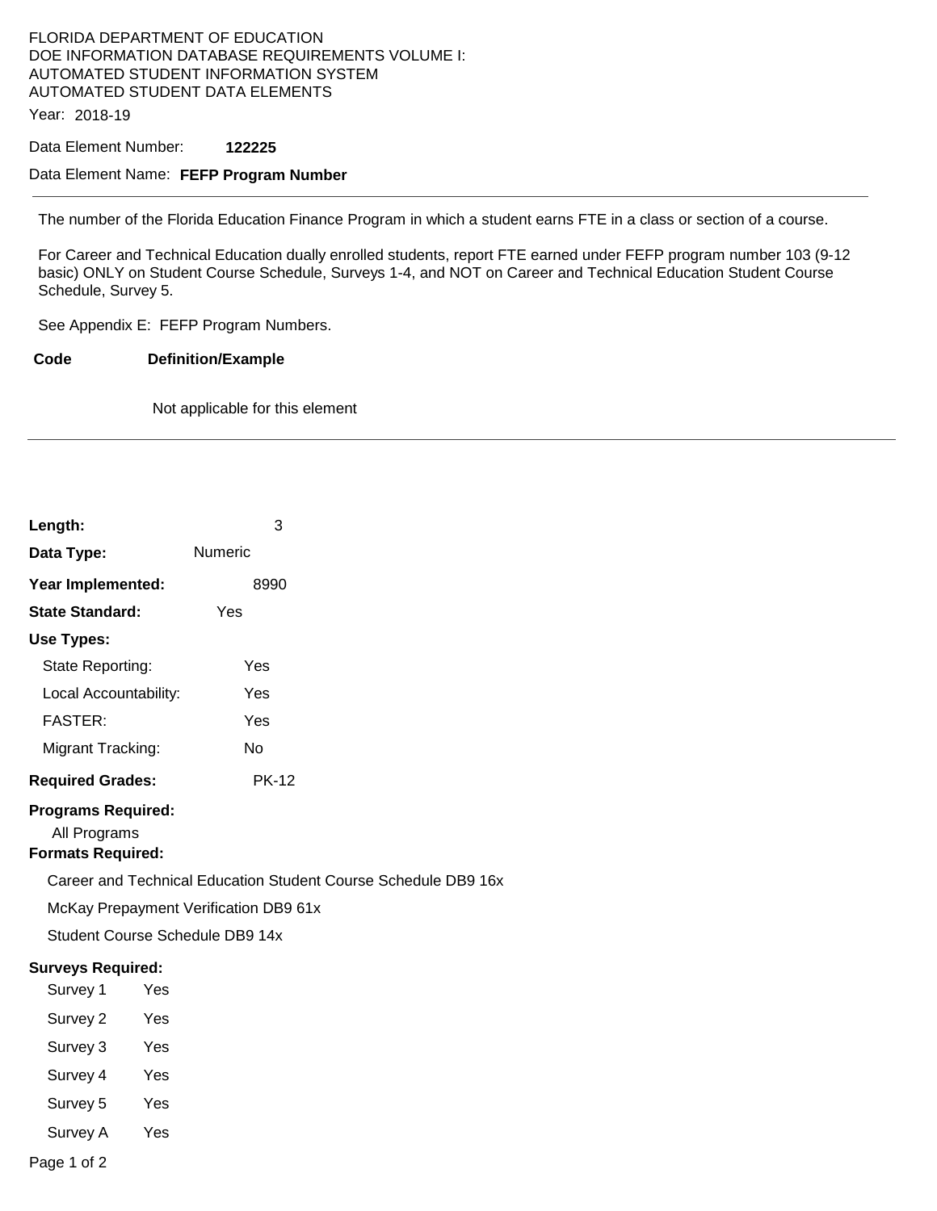FLORIDA DEPARTMENT OF EDUCATION
DOE INFORMATION DATABASE REQUIREMENTS VOLUME I:
AUTOMATED STUDENT INFORMATION SYSTEM
AUTOMATED STUDENT DATA ELEMENTS

Year: 2018-19

Data Element Number: **122225**

Data Element Name: **FEFP Program Number**

---

The number of the Florida Education Finance Program in which a student earns FTE in a class or section of a course.

For Career and Technical Education dually enrolled students, report FTE earned under FEFP program number 103 (9-12 basic) ONLY on Student Course Schedule, Surveys 1-4, and NOT on Career and Technical Education Student Course Schedule, Survey 5.

See Appendix E: FEFP Program Numbers.

| Code | Definition/Example |
| --- | --- |
| | Not applicable for this element |

---

**Length:** 3

**Data Type:** Numeric

**Year Implemented:** 8990

**State Standard:** Yes

**Use Types:**

- State Reporting: Yes
- Local Accountability: Yes
- FASTER: Yes
- Migrant Tracking: No

**Required Grades:** PK-12

**Programs Required:**

All Programs

**Formats Required:**

Career and Technical Education Student Course Schedule DB9 16x

McKay Prepayment Verification DB9 61x

Student Course Schedule DB9 14x

**Surveys Required:**

| Survey | Required |
| --- | --- |
| Survey 1 | Yes |
| Survey 2 | Yes |
| Survey 3 | Yes |
| Survey 4 | Yes |
| Survey 5 | Yes |
| Survey A | Yes |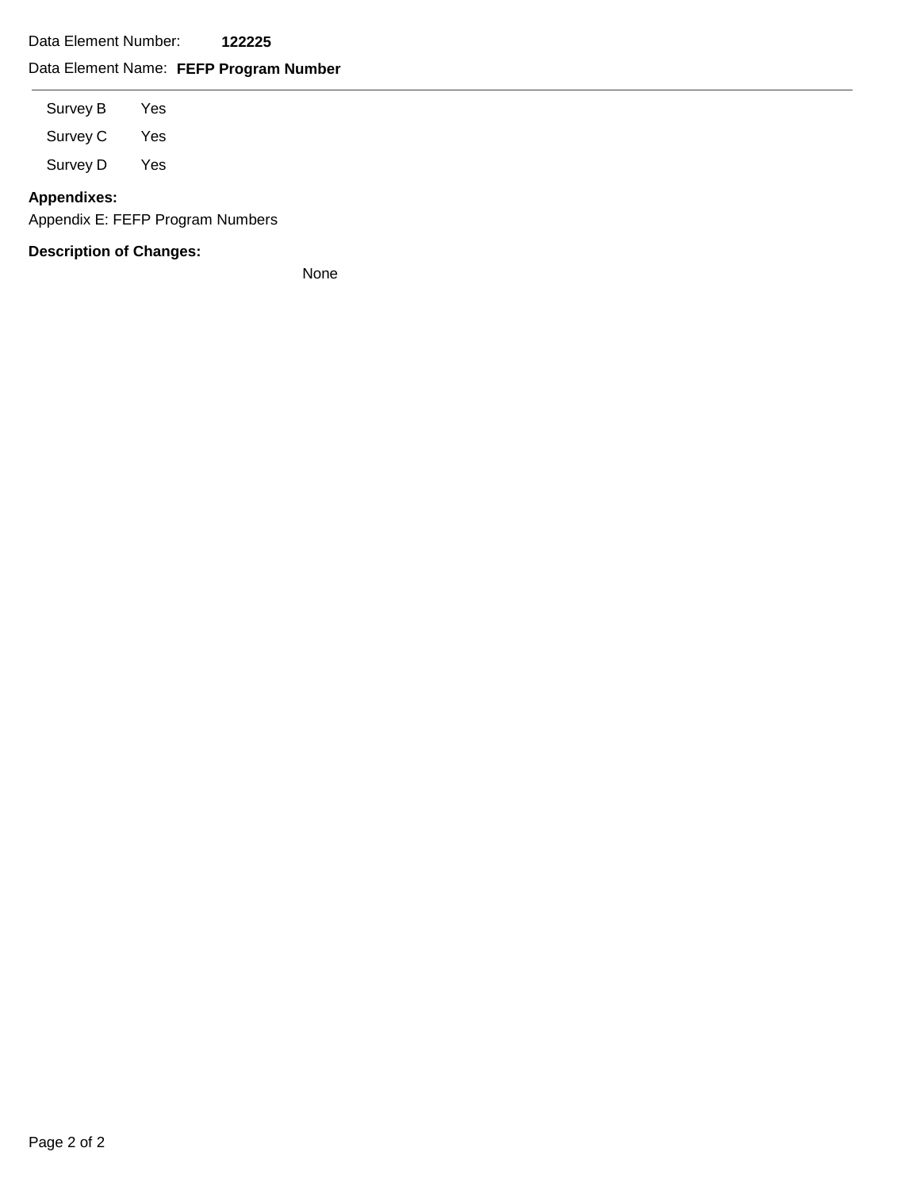Data Element Number: **122225**

Data Element Name: **FEFP Program Number**

| | |
|---|---|
| Survey B | Yes |
| Survey C | Yes |
| Survey D | Yes |

**Appendixes:**

Appendix E: FEFP Program Numbers

**Description of Changes:**

None